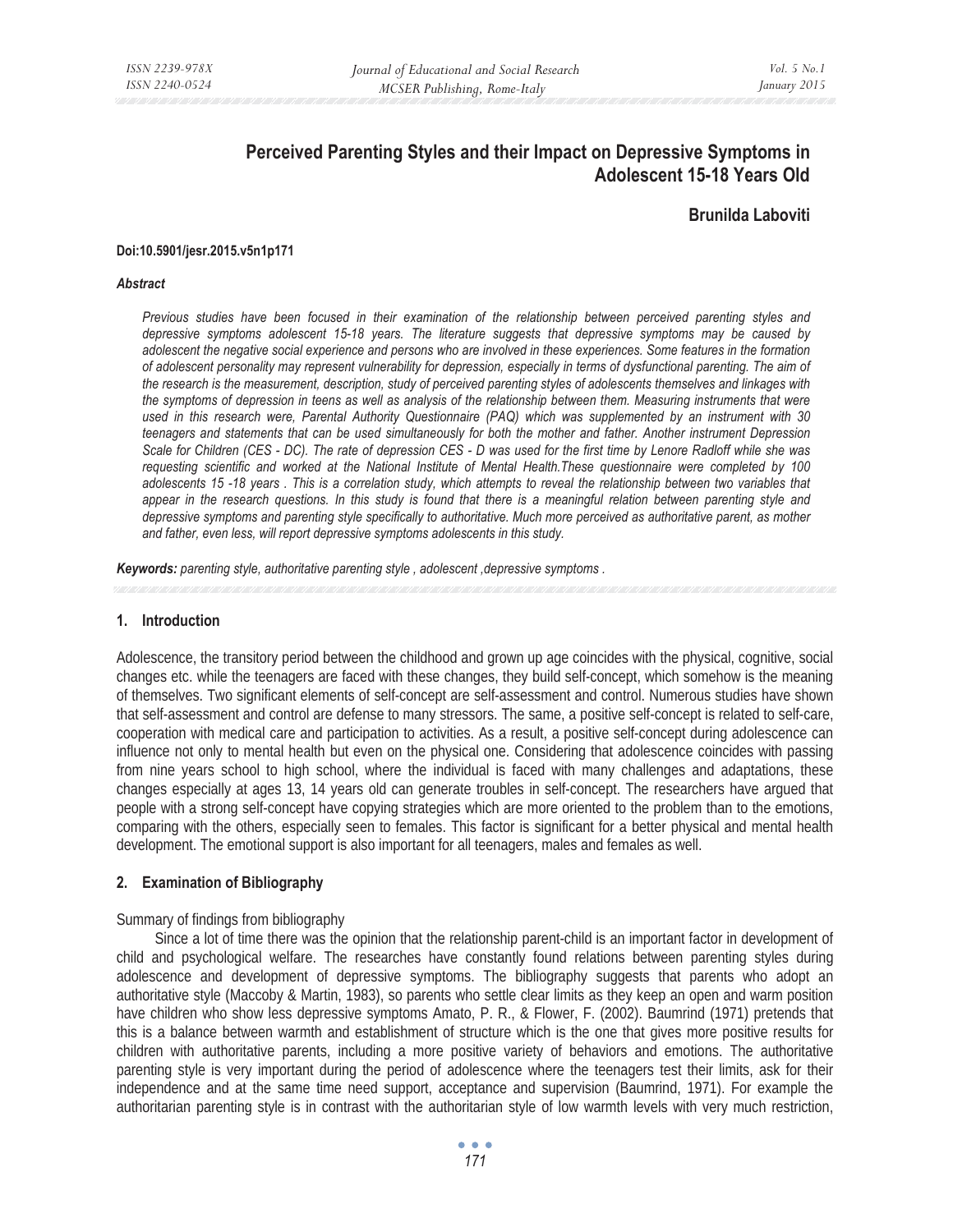# Perceived Parenting Styles and their Impact on Depressive Symptoms in Adolescent 15-18 Years Old

**Brunilda Laboviti**

**Doi:10.5901/jesr.2015.v5n1p171**

***Abstract***

*Previous studies have been focused in their examination of the relationship between perceived parenting styles and depressive symptoms adolescent 15-18 years. The literature suggests that depressive symptoms may be caused by adolescent the negative social experience and persons who are involved in these experiences. Some features in the formation of adolescent personality may represent vulnerability for depression, especially in terms of dysfunctional parenting. The aim of the research is the measurement, description, study of perceived parenting styles of adolescents themselves and linkages with the symptoms of depression in teens as well as analysis of the relationship between them. Measuring instruments that were used in this research were, Parental Authority Questionnaire (PAQ) which was supplemented by an instrument with 30 teenagers and statements that can be used simultaneously for both the mother and father. Another instrument Depression Scale for Children (CES - DC). The rate of depression CES - D was used for the first time by Lenore Radloff while she was requesting scientific and worked at the National Institute of Mental Health.These questionnaire were completed by 100 adolescents 15 -18 years . This is a correlation study, which attempts to reveal the relationship between two variables that appear in the research questions. In this study is found that there is a meaningful relation between parenting style and depressive symptoms and parenting style specifically to authoritative. Much more perceived as authoritative parent, as mother and father, even less, will report depressive symptoms adolescents in this study.*

***Keywords:*** *parenting style, authoritative parenting style , adolescent ,depressive symptoms .*

## 1. Introduction

Adolescence, the transitory period between the childhood and grown up age coincides with the physical, cognitive, social changes etc. while the teenagers are faced with these changes, they build self-concept, which somehow is the meaning of themselves. Two significant elements of self-concept are self-assessment and control. Numerous studies have shown that self-assessment and control are defense to many stressors. The same, a positive self-concept is related to self-care, cooperation with medical care and participation to activities. As a result, a positive self-concept during adolescence can influence not only to mental health but even on the physical one. Considering that adolescence coincides with passing from nine years school to high school, where the individual is faced with many challenges and adaptations, these changes especially at ages 13, 14 years old can generate troubles in self-concept. The researchers have argued that people with a strong self-concept have copying strategies which are more oriented to the problem than to the emotions, comparing with the others, especially seen to females. This factor is significant for a better physical and mental health development. The emotional support is also important for all teenagers, males and females as well.

## 2. Examination of Bibliography

Summary of findings from bibliography

Since a lot of time there was the opinion that the relationship parent-child is an important factor in development of child and psychological welfare. The researches have constantly found relations between parenting styles during adolescence and development of depressive symptoms. The bibliography suggests that parents who adopt an authoritative style (Maccoby & Martin, 1983), so parents who settle clear limits as they keep an open and warm position have children who show less depressive symptoms Amato, P. R., & Flower, F. (2002). Baumrind (1971) pretends that this is a balance between warmth and establishment of structure which is the one that gives more positive results for children with authoritative parents, including a more positive variety of behaviors and emotions. The authoritative parenting style is very important during the period of adolescence where the teenagers test their limits, ask for their independence and at the same time need support, acceptance and supervision (Baumrind, 1971). For example the authoritarian parenting style is in contrast with the authoritarian style of low warmth levels with very much restriction,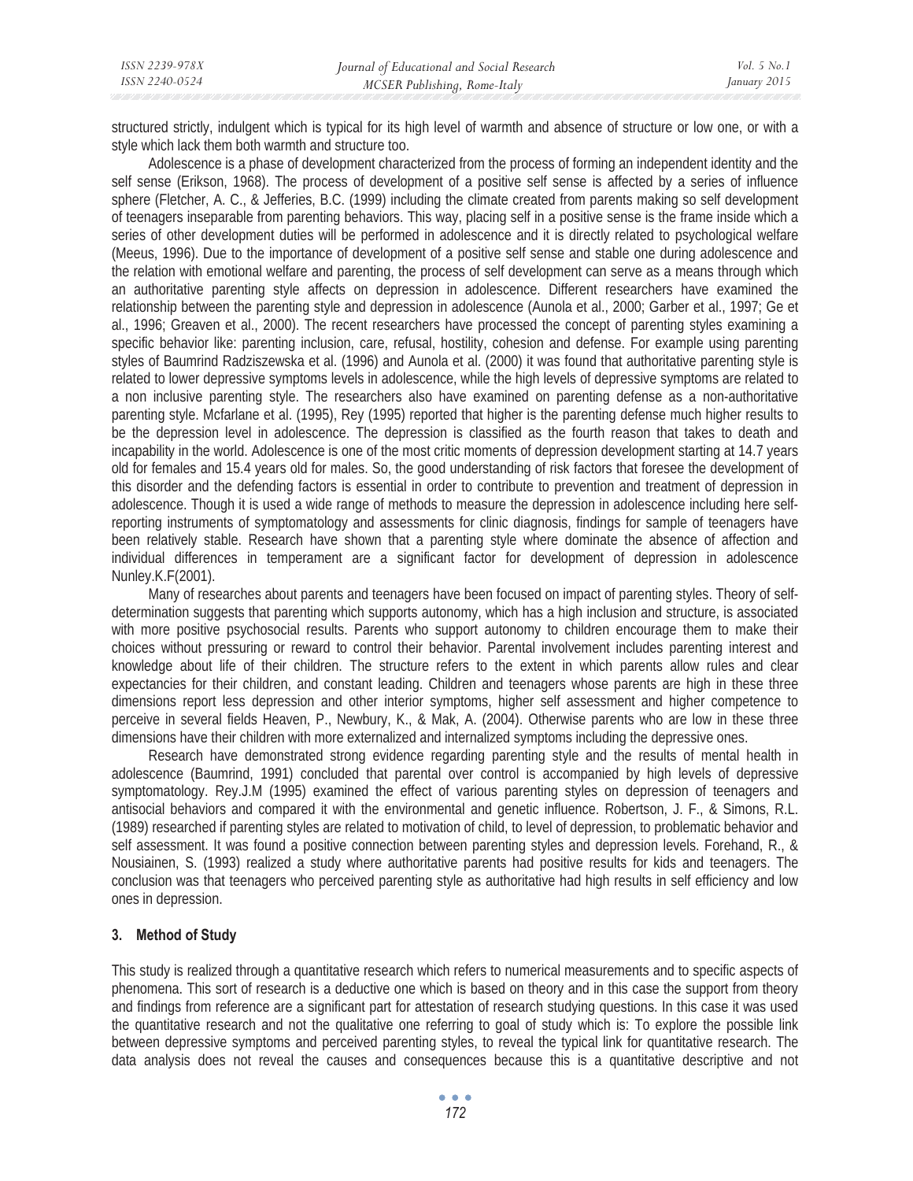structured strictly, indulgent which is typical for its high level of warmth and absence of structure or low one, or with a style which lack them both warmth and structure too.

Adolescence is a phase of development characterized from the process of forming an independent identity and the self sense (Erikson, 1968). The process of development of a positive self sense is affected by a series of influence sphere (Fletcher, A. C., & Jefferies, B.C. (1999) including the climate created from parents making so self development of teenagers inseparable from parenting behaviors. This way, placing self in a positive sense is the frame inside which a series of other development duties will be performed in adolescence and it is directly related to psychological welfare (Meeus, 1996). Due to the importance of development of a positive self sense and stable one during adolescence and the relation with emotional welfare and parenting, the process of self development can serve as a means through which an authoritative parenting style affects on depression in adolescence. Different researchers have examined the relationship between the parenting style and depression in adolescence (Aunola et al., 2000; Garber et al., 1997; Ge et al., 1996; Greaven et al., 2000). The recent researchers have processed the concept of parenting styles examining a specific behavior like: parenting inclusion, care, refusal, hostility, cohesion and defense. For example using parenting styles of Baumrind Radziszewska et al. (1996) and Aunola et al. (2000) it was found that authoritative parenting style is related to lower depressive symptoms levels in adolescence, while the high levels of depressive symptoms are related to a non inclusive parenting style. The researchers also have examined on parenting defense as a non-authoritative parenting style. Mcfarlane et al. (1995), Rey (1995) reported that higher is the parenting defense much higher results to be the depression level in adolescence. The depression is classified as the fourth reason that takes to death and incapability in the world. Adolescence is one of the most critic moments of depression development starting at 14.7 years old for females and 15.4 years old for males. So, the good understanding of risk factors that foresee the development of this disorder and the defending factors is essential in order to contribute to prevention and treatment of depression in adolescence. Though it is used a wide range of methods to measure the depression in adolescence including here self-reporting instruments of symptomatology and assessments for clinic diagnosis, findings for sample of teenagers have been relatively stable. Research have shown that a parenting style where dominate the absence of affection and individual differences in temperament are a significant factor for development of depression in adolescence Nunley.K.F(2001).

Many of researches about parents and teenagers have been focused on impact of parenting styles. Theory of self-determination suggests that parenting which supports autonomy, which has a high inclusion and structure, is associated with more positive psychosocial results. Parents who support autonomy to children encourage them to make their choices without pressuring or reward to control their behavior. Parental involvement includes parenting interest and knowledge about life of their children. The structure refers to the extent in which parents allow rules and clear expectancies for their children, and constant leading. Children and teenagers whose parents are high in these three dimensions report less depression and other interior symptoms, higher self assessment and higher competence to perceive in several fields Heaven, P., Newbury, K., & Mak, A. (2004). Otherwise parents who are low in these three dimensions have their children with more externalized and internalized symptoms including the depressive ones.

Research have demonstrated strong evidence regarding parenting style and the results of mental health in adolescence (Baumrind, 1991) concluded that parental over control is accompanied by high levels of depressive symptomatology. Rey.J.M (1995) examined the effect of various parenting styles on depression of teenagers and antisocial behaviors and compared it with the environmental and genetic influence. Robertson, J. F., & Simons, R.L. (1989) researched if parenting styles are related to motivation of child, to level of depression, to problematic behavior and self assessment. It was found a positive connection between parenting styles and depression levels. Forehand, R., & Nousiainen, S. (1993) realized a study where authoritative parents had positive results for kids and teenagers. The conclusion was that teenagers who perceived parenting style as authoritative had high results in self efficiency and low ones in depression.

## 3. Method of Study

This study is realized through a quantitative research which refers to numerical measurements and to specific aspects of phenomena. This sort of research is a deductive one which is based on theory and in this case the support from theory and findings from reference are a significant part for attestation of research studying questions. In this case it was used the quantitative research and not the qualitative one referring to goal of study which is: To explore the possible link between depressive symptoms and perceived parenting styles, to reveal the typical link for quantitative research. The data analysis does not reveal the causes and consequences because this is a quantitative descriptive and not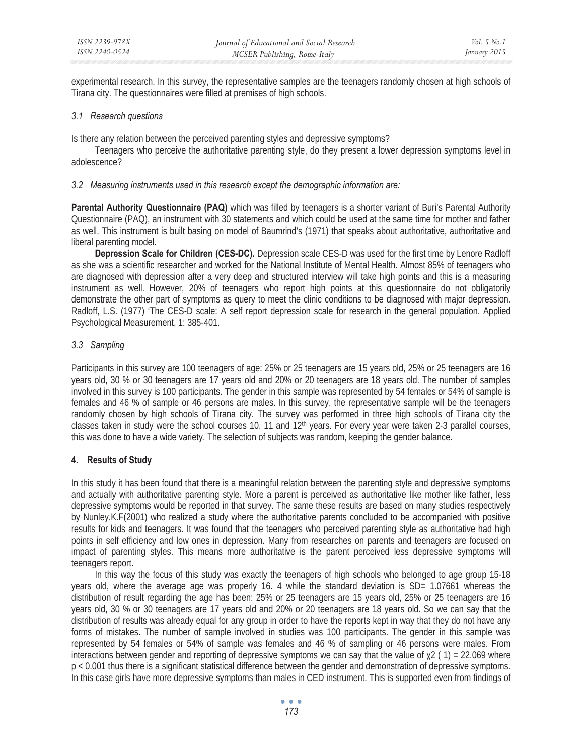experimental research. In this survey, the representative samples are the teenagers randomly chosen at high schools of Tirana city. The questionnaires were filled at premises of high schools.

### *3.1 Research questions*

Is there any relation between the perceived parenting styles and depressive symptoms?

Teenagers who perceive the authoritative parenting style, do they present a lower depression symptoms level in adolescence?

### *3.2 Measuring instruments used in this research except the demographic information are:*

**Parental Authority Questionnaire (PAQ)** which was filled by teenagers is a shorter variant of Buri's Parental Authority Questionnaire (PAQ), an instrument with 30 statements and which could be used at the same time for mother and father as well. This instrument is built basing on model of Baumrind's (1971) that speaks about authoritative, authoritative and liberal parenting model.

**Depression Scale for Children (CES-DC).** Depression scale CES-D was used for the first time by Lenore Radloff as she was a scientific researcher and worked for the National Institute of Mental Health. Almost 85% of teenagers who are diagnosed with depression after a very deep and structured interview will take high points and this is a measuring instrument as well. However, 20% of teenagers who report high points at this questionnaire do not obligatorily demonstrate the other part of symptoms as query to meet the clinic conditions to be diagnosed with major depression. Radloff, L.S. (1977) 'The CES-D scale: A self report depression scale for research in the general population. Applied Psychological Measurement, 1: 385-401.

### *3.3 Sampling*

Participants in this survey are 100 teenagers of age: 25% or 25 teenagers are 15 years old, 25% or 25 teenagers are 16 years old, 30 % or 30 teenagers are 17 years old and 20% or 20 teenagers are 18 years old. The number of samples involved in this survey is 100 participants. The gender in this sample was represented by 54 females or 54% of sample is females and 46 % of sample or 46 persons are males. In this survey, the representative sample will be the teenagers randomly chosen by high schools of Tirana city. The survey was performed in three high schools of Tirana city the classes taken in study were the school courses 10, 11 and 12th years. For every year were taken 2-3 parallel courses, this was done to have a wide variety. The selection of subjects was random, keeping the gender balance.

## 4. Results of Study

In this study it has been found that there is a meaningful relation between the parenting style and depressive symptoms and actually with authoritative parenting style. More a parent is perceived as authoritative like mother like father, less depressive symptoms would be reported in that survey. The same these results are based on many studies respectively by Nunley.K.F(2001) who realized a study where the authoritative parents concluded to be accompanied with positive results for kids and teenagers. It was found that the teenagers who perceived parenting style as authoritative had high points in self efficiency and low ones in depression. Many from researches on parents and teenagers are focused on impact of parenting styles. This means more authoritative is the parent perceived less depressive symptoms will teenagers report.

In this way the focus of this study was exactly the teenagers of high schools who belonged to age group 15-18 years old, where the average age was properly 16. 4 while the standard deviation is SD= 1.07661 whereas the distribution of result regarding the age has been: 25% or 25 teenagers are 15 years old, 25% or 25 teenagers are 16 years old, 30 % or 30 teenagers are 17 years old and 20% or 20 teenagers are 18 years old. So we can say that the distribution of results was already equal for any group in order to have the reports kept in way that they do not have any forms of mistakes. The number of sample involved in studies was 100 participants. The gender in this sample was represented by 54 females or 54% of sample was females and 46 % of sampling or 46 persons were males. From interactions between gender and reporting of depressive symptoms we can say that the value of $\chi^2(1) = 22.069$ where $p < 0.001$ thus there is a significant statistical difference between the gender and demonstration of depressive symptoms. In this case girls have more depressive symptoms than males in CED instrument. This is supported even from findings of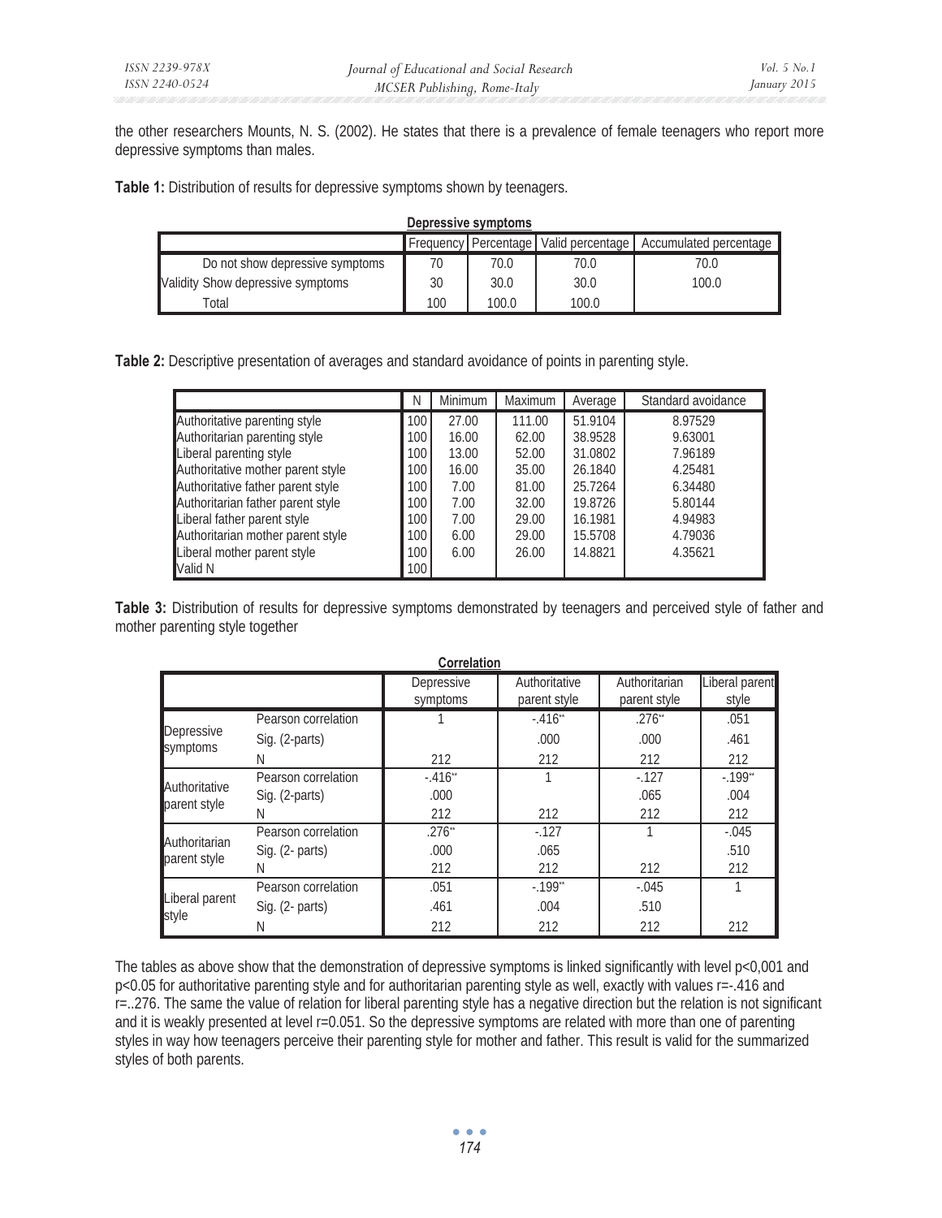the other researchers Mounts, N. S. (2002). He states that there is a prevalence of female teenagers who report more depressive symptoms than males.

**Table 1:** Distribution of results for depressive symptoms shown by teenagers.

**Depressive symptoms**

| | | Frequency | Percentage | Valid percentage | Accumulated percentage |
|---|---|---|---|---|---|
| | Do not show depressive symptoms | 70 | 70.0 | 70.0 | 70.0 |
| Validity | Show depressive symptoms | 30 | 30.0 | 30.0 | 100.0 |
| | Total | 100 | 100.0 | 100.0 | |

**Table 2:** Descriptive presentation of averages and standard avoidance of points in parenting style.

| | N | Minimum | Maximum | Average | Standard avoidance |
|---|---|---|---|---|---|
| Authoritative parenting style | 100 | 27.00 | 111.00 | 51.9104 | 8.97529 |
| Authoritarian parenting style | 100 | 16.00 | 62.00 | 38.9528 | 9.63001 |
| Liberal parenting style | 100 | 13.00 | 52.00 | 31.0802 | 7.96189 |
| Authoritative mother parent style | 100 | 16.00 | 35.00 | 26.1840 | 4.25481 |
| Authoritative father parent style | 100 | 7.00 | 81.00 | 25.7264 | 6.34480 |
| Authoritarian father parent style | 100 | 7.00 | 32.00 | 19.8726 | 5.80144 |
| Liberal father parent style | 100 | 7.00 | 29.00 | 16.1981 | 4.94983 |
| Authoritarian mother parent style | 100 | 6.00 | 29.00 | 15.5708 | 4.79036 |
| Liberal mother parent style | 100 | 6.00 | 26.00 | 14.8821 | 4.35621 |
| Valid N | 100 | | | | |

**Table 3:** Distribution of results for depressive symptoms demonstrated by teenagers and perceived style of father and mother parenting style together

**Correlation**

| | | Depressive symptoms | Authoritative parent style | Authoritarian parent style | Liberal parent style |
|---|---|---|---|---|---|
| Depressive symptoms | Pearson correlation | 1 | -.416** | .276** | .051 |
| | Sig. (2-parts) | | .000 | .000 | .461 |
| | N | 212 | 212 | 212 | 212 |
| Authoritative parent style | Pearson correlation | -.416** | 1 | -.127 | -.199** |
| | Sig. (2-parts) | .000 | | .065 | .004 |
| | N | 212 | 212 | 212 | 212 |
| Authoritarian parent style | Pearson correlation | .276** | -.127 | 1 | -.045 |
| | Sig. (2- parts) | .000 | .065 | | .510 |
| | N | 212 | 212 | 212 | 212 |
| Liberal parent style | Pearson correlation | .051 | -.199** | -.045 | 1 |
| | Sig. (2- parts) | .461 | .004 | .510 | |
| | N | 212 | 212 | 212 | 212 |

The tables as above show that the demonstration of depressive symptoms is linked significantly with level $p<0,001$ and $p<0.05$ for authoritative parenting style and for authoritarian parenting style as well, exactly with values $r=-.416$ and $r=..276$. The same the value of relation for liberal parenting style has a negative direction but the relation is not significant and it is weakly presented at level $r=0.051$. So the depressive symptoms are related with more than one of parenting styles in way how teenagers perceive their parenting style for mother and father. This result is valid for the summarized styles of both parents.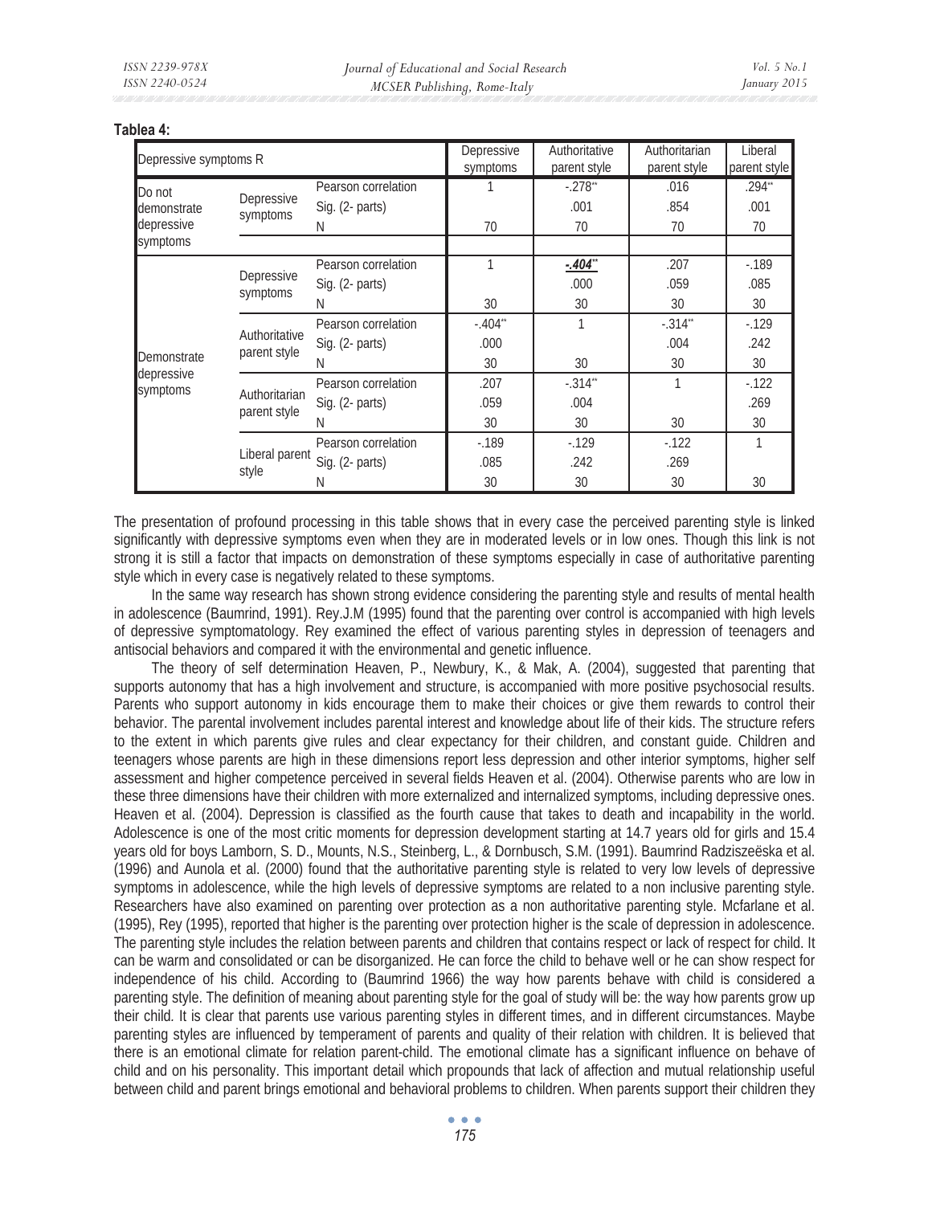**Tablea 4:**

| Depressive symptoms R | | | Depressive symptoms | Authoritative parent style | Authoritarian parent style | Liberal parent style |
|---|---|---|---|---|---|---|
| Do not demonstrate depressive symptoms | Depressive symptoms | Pearson correlation | 1 | -.278** | .016 | .294** |
| | | Sig. (2- parts) | | .001 | .854 | .001 |
| | | N | 70 | 70 | 70 | 70 |
| Demonstrate depressive symptoms | Depressive symptoms | Pearson correlation | 1 | ***-.404***** | .207 | -.189 |
| | | Sig. (2- parts) | | .000 | .059 | .085 |
| | | N | 30 | 30 | 30 | 30 |
| | Authoritative parent style | Pearson correlation | -.404** | 1 | -.314** | -.129 |
| | | Sig. (2- parts) | .000 | | .004 | .242 |
| | | N | 30 | 30 | 30 | 30 |
| | Authoritarian parent style | Pearson correlation | .207 | -.314** | 1 | -.122 |
| | | Sig. (2- parts) | .059 | .004 | | .269 |
| | | N | 30 | 30 | 30 | 30 |
| | Liberal parent style | Pearson correlation | -.189 | -.129 | -.122 | 1 |
| | | Sig. (2- parts) | .085 | .242 | .269 | |
| | | N | 30 | 30 | 30 | 30 |

The presentation of profound processing in this table shows that in every case the perceived parenting style is linked significantly with depressive symptoms even when they are in moderated levels or in low ones. Though this link is not strong it is still a factor that impacts on demonstration of these symptoms especially in case of authoritative parenting style which in every case is negatively related to these symptoms.

In the same way research has shown strong evidence considering the parenting style and results of mental health in adolescence (Baumrind, 1991). Rey.J.M (1995) found that the parenting over control is accompanied with high levels of depressive symptomatology. Rey examined the effect of various parenting styles in depression of teenagers and antisocial behaviors and compared it with the environmental and genetic influence.

The theory of self determination Heaven, P., Newbury, K., & Mak, A. (2004), suggested that parenting that supports autonomy that has a high involvement and structure, is accompanied with more positive psychosocial results. Parents who support autonomy in kids encourage them to make their choices or give them rewards to control their behavior. The parental involvement includes parental interest and knowledge about life of their kids. The structure refers to the extent in which parents give rules and clear expectancy for their children, and constant guide. Children and teenagers whose parents are high in these dimensions report less depression and other interior symptoms, higher self assessment and higher competence perceived in several fields Heaven et al. (2004). Otherwise parents who are low in these three dimensions have their children with more externalized and internalized symptoms, including depressive ones. Heaven et al. (2004). Depression is classified as the fourth cause that takes to death and incapability in the world. Adolescence is one of the most critic moments for depression development starting at 14.7 years old for girls and 15.4 years old for boys Lamborn, S. D., Mounts, N.S., Steinberg, L., & Dornbusch, S.M. (1991). Baumrind Radziszeëska et al. (1996) and Aunola et al. (2000) found that the authoritative parenting style is related to very low levels of depressive symptoms in adolescence, while the high levels of depressive symptoms are related to a non inclusive parenting style. Researchers have also examined on parenting over protection as a non authoritative parenting style. Mcfarlane et al. (1995), Rey (1995), reported that higher is the parenting over protection higher is the scale of depression in adolescence. The parenting style includes the relation between parents and children that contains respect or lack of respect for child. It can be warm and consolidated or can be disorganized. He can force the child to behave well or he can show respect for independence of his child. According to (Baumrind 1966) the way how parents behave with child is considered a parenting style. The definition of meaning about parenting style for the goal of study will be: the way how parents grow up their child. It is clear that parents use various parenting styles in different times, and in different circumstances. Maybe parenting styles are influenced by temperament of parents and quality of their relation with children. It is believed that there is an emotional climate for relation parent-child. The emotional climate has a significant influence on behave of child and on his personality. This important detail which propounds that lack of affection and mutual relationship useful between child and parent brings emotional and behavioral problems to children. When parents support their children they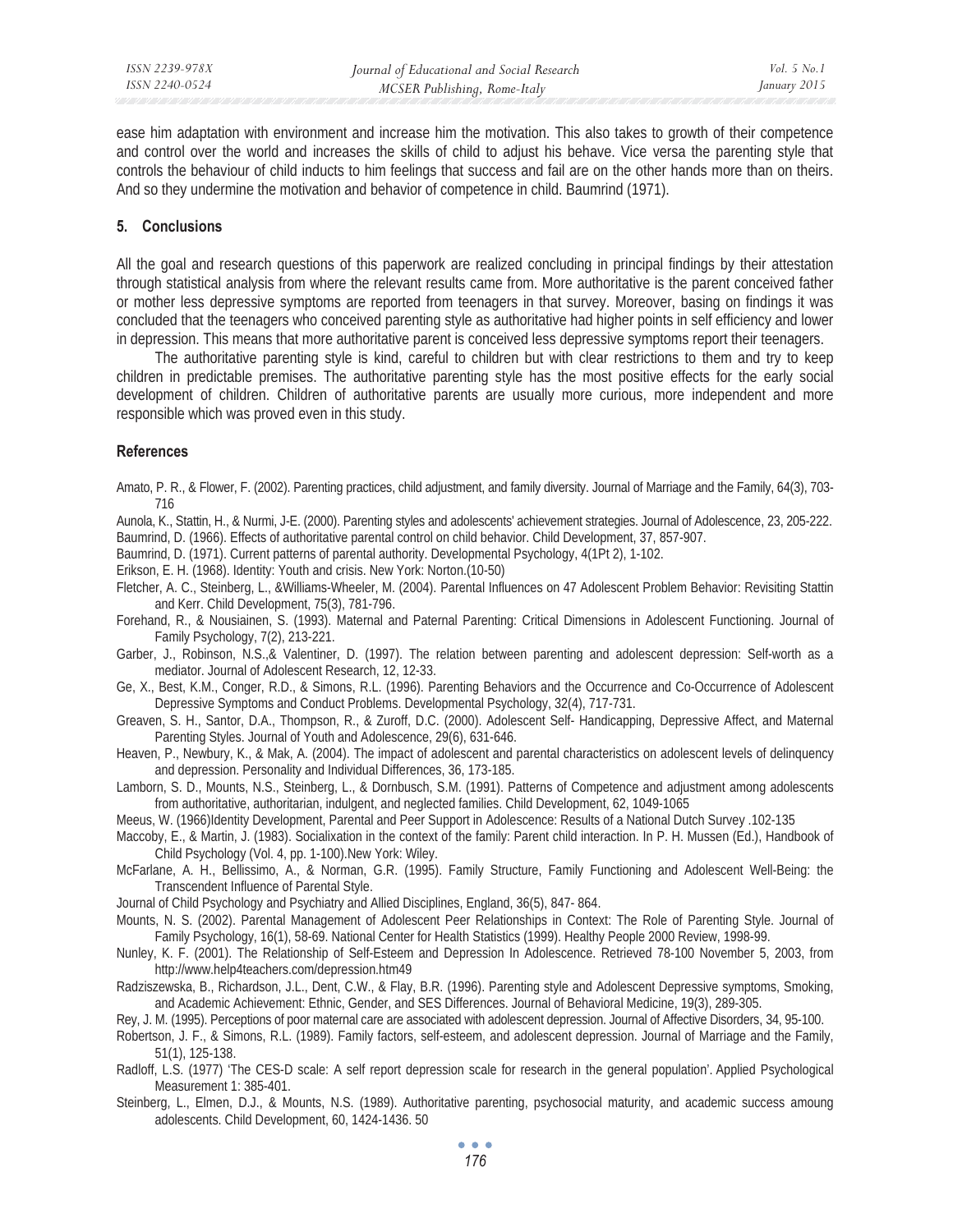ease him adaptation with environment and increase him the motivation. This also takes to growth of their competence and control over the world and increases the skills of child to adjust his behave. Vice versa the parenting style that controls the behaviour of child inducts to him feelings that success and fail are on the other hands more than on theirs. And so they undermine the motivation and behavior of competence in child. Baumrind (1971).

## 5. Conclusions

All the goal and research questions of this paperwork are realized concluding in principal findings by their attestation through statistical analysis from where the relevant results came from. More authoritative is the parent conceived father or mother less depressive symptoms are reported from teenagers in that survey. Moreover, basing on findings it was concluded that the teenagers who conceived parenting style as authoritative had higher points in self efficiency and lower in depression. This means that more authoritative parent is conceived less depressive symptoms report their teenagers.

The authoritative parenting style is kind, careful to children but with clear restrictions to them and try to keep children in predictable premises. The authoritative parenting style has the most positive effects for the early social development of children. Children of authoritative parents are usually more curious, more independent and more responsible which was proved even in this study.

## References

Amato, P. R., & Flower, F. (2002). Parenting practices, child adjustment, and family diversity. Journal of Marriage and the Family, 64(3), 703-716

Aunola, K., Stattin, H., & Nurmi, J-E. (2000). Parenting styles and adolescents' achievement strategies. Journal of Adolescence, 23, 205-222.

Baumrind, D. (1966). Effects of authoritative parental control on child behavior. Child Development, 37, 857-907.

Baumrind, D. (1971). Current patterns of parental authority. Developmental Psychology, 4(1Pt 2), 1-102.

Erikson, E. H. (1968). Identity: Youth and crisis. New York: Norton.(10-50)

Fletcher, A. C., Steinberg, L., &Williams-Wheeler, M. (2004). Parental Influences on 47 Adolescent Problem Behavior: Revisiting Stattin and Kerr. Child Development, 75(3), 781-796.

Forehand, R., & Nousiainen, S. (1993). Maternal and Paternal Parenting: Critical Dimensions in Adolescent Functioning. Journal of Family Psychology, 7(2), 213-221.

Garber, J., Robinson, N.S.,& Valentiner, D. (1997). The relation between parenting and adolescent depression: Self-worth as a mediator. Journal of Adolescent Research, 12, 12-33.

Ge, X., Best, K.M., Conger, R.D., & Simons, R.L. (1996). Parenting Behaviors and the Occurrence and Co-Occurrence of Adolescent Depressive Symptoms and Conduct Problems. Developmental Psychology, 32(4), 717-731.

Greaven, S. H., Santor, D.A., Thompson, R., & Zuroff, D.C. (2000). Adolescent Self- Handicapping, Depressive Affect, and Maternal Parenting Styles. Journal of Youth and Adolescence, 29(6), 631-646.

Heaven, P., Newbury, K., & Mak, A. (2004). The impact of adolescent and parental characteristics on adolescent levels of delinquency and depression. Personality and Individual Differences, 36, 173-185.

Lamborn, S. D., Mounts, N.S., Steinberg, L., & Dornbusch, S.M. (1991). Patterns of Competence and adjustment among adolescents from authoritative, authoritarian, indulgent, and neglected families. Child Development, 62, 1049-1065

Meeus, W. (1966)Identity Development, Parental and Peer Support in Adolescence: Results of a National Dutch Survey .102-135

Maccoby, E., & Martin, J. (1983). Socialization in the context of the family: Parent child interaction. In P. H. Mussen (Ed.), Handbook of Child Psychology (Vol. 4, pp. 1-100).New York: Wiley.

McFarlane, A. H., Bellissimo, A., & Norman, G.R. (1995). Family Structure, Family Functioning and Adolescent Well-Being: the Transcendent Influence of Parental Style.

Journal of Child Psychology and Psychiatry and Allied Disciplines, England, 36(5), 847- 864.

Mounts, N. S. (2002). Parental Management of Adolescent Peer Relationships in Context: The Role of Parenting Style. Journal of Family Psychology, 16(1), 58-69. National Center for Health Statistics (1999). Healthy People 2000 Review, 1998-99.

Nunley, K. F. (2001). The Relationship of Self-Esteem and Depression In Adolescence. Retrieved 78-100 November 5, 2003, from http://www.help4teachers.com/depression.htm49

Radziszewska, B., Richardson, J.L., Dent, C.W., & Flay, B.R. (1996). Parenting style and Adolescent Depressive symptoms, Smoking, and Academic Achievement: Ethnic, Gender, and SES Differences. Journal of Behavioral Medicine, 19(3), 289-305.

Rey, J. M. (1995). Perceptions of poor maternal care are associated with adolescent depression. Journal of Affective Disorders, 34, 95-100.

Robertson, J. F., & Simons, R.L. (1989). Family factors, self-esteem, and adolescent depression. Journal of Marriage and the Family, 51(1), 125-138.

Radloff, L.S. (1977) 'The CES-D scale: A self report depression scale for research in the general population'. Applied Psychological Measurement 1: 385-401.

Steinberg, L., Elmen, D.J., & Mounts, N.S. (1989). Authoritative parenting, psychosocial maturity, and academic success amoung adolescents. Child Development, 60, 1424-1436. 50